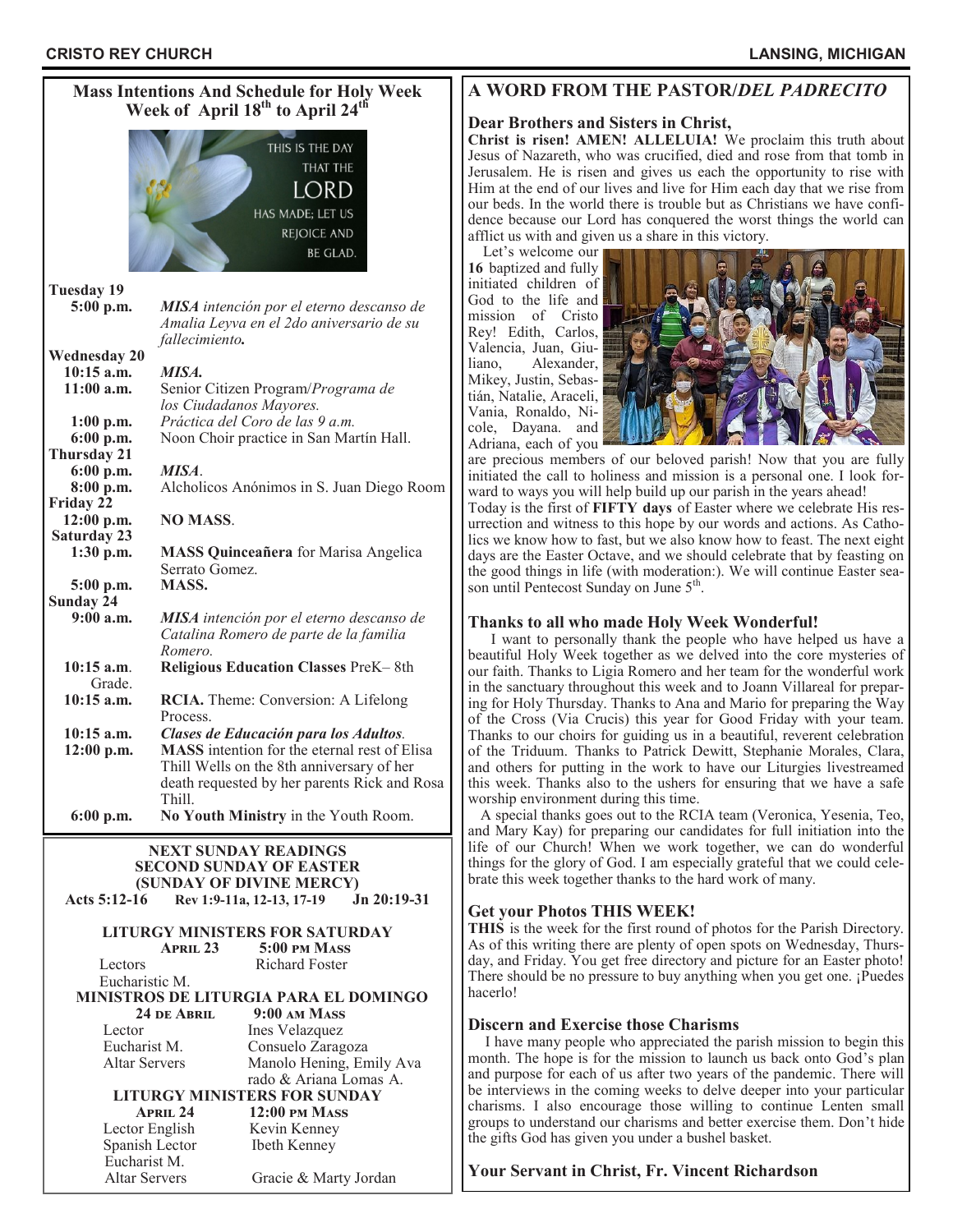## Mass Intentions And Schedule for Holy Week
## Week of April 18th to April 24th

THIS IS THE DAY THAT THE LORD HAS MADE; LET US REJOICE AND BE GLAD.

**Tuesday 19**

| | |
|---|---|
| **5:00 p.m.** | ***MISA** intención por el eterno descanso de Amalia Leyva en el 2do aniversario de su fallecimiento.* |

**Wednesday 20**

| | |
|---|---|
| **10:15 a.m.** | ***MISA.*** |
| **11:00 a.m.** | Senior Citizen Program/*Programa de los Ciudadanos Mayores.* |
| **1:00 p.m.** | *Práctica del Coro de las 9 a.m.* |
| **6:00 p.m.** | Noon Choir practice in San Martín Hall. |

**Thursday 21**

| | |
|---|---|
| **6:00 p.m.** | ***MISA***. |
| **8:00 p.m.** | Alcholicos Anónimos in S. Juan Diego Room |

**Friday 22**

| | |
|---|---|
| **12:00 p.m.** | **NO MASS**. |

**Saturday 23**

| | |
|---|---|
| **1:30 p.m.** | **MASS Quinceañera** for Marisa Angelica Serrato Gomez. |
| **5:00 p.m.** | **MASS.** |

**Sunday 24**

| | |
|---|---|
| **9:00 a.m.** | ***MISA** intención por el eterno descanso de Catalina Romero de parte de la familia Romero.* |
| **10:15 a.m.** | **Religious Education Classes** PreK– 8th Grade. |
| **10:15 a.m.** | **RCIA.** Theme: Conversion: A Lifelong Process. |
| **10:15 a.m.** | ***Clases de Educación para los Adultos.*** |
| **12:00 p.m.** | **MASS** intention for the eternal rest of Elisa Thill Wells on the 8th anniversary of her death requested by her parents Rick and Rosa Thill. |
| **6:00 p.m.** | **No Youth Ministry** in the Youth Room. |

### NEXT SUNDAY READINGS
### SECOND SUNDAY OF EASTER
### (SUNDAY OF DIVINE MERCY)

**Acts 5:12-16 Rev 1:9-11a, 12-13, 17-19 Jn 20:19-31**

### LITURGY MINISTERS FOR SATURDAY

| **April 23** | **5:00 PM Mass** |
|---|---|
| Lectors | Richard Foster |
| Eucharistic M. | |

### MINISTROS DE LITURGIA PARA EL DOMINGO

| **24 de Abril** | **9:00 AM Mass** |
|---|---|
| Lector | Ines Velazquez |
| Eucharist M. | Consuelo Zaragoza |
| Altar Servers | Manolo Hening, Emily Avarado & Ariana Lomas A. |

### LITURGY MINISTERS FOR SUNDAY

| **April 24** | **12:00 PM Mass** |
|---|---|
| Lector English | Kevin Kenney |
| Spanish Lector | Ibeth Kenney |
| Eucharist M. | |
| Altar Servers | Gracie & Marty Jordan |

## A WORD FROM THE PASTOR/*DEL PADRECITO*

### Dear Brothers and Sisters in Christ,

**Christ is risen! AMEN! ALLELUIA!** We proclaim this truth about Jesus of Nazareth, who was crucified, died and rose from that tomb in Jerusalem. He is risen and gives us each the opportunity to rise with Him at the end of our lives and live for Him each day that we rise from our beds. In the world there is trouble but as Christians we have confidence because our Lord has conquered the worst things the world can afflict us with and given us a share in this victory.

Let's welcome our **16** baptized and fully initiated children of God to the life and mission of Cristo Rey! Edith, Carlos, Valencia, Juan, Giuliano, Alexander, Mikey, Justin, Sebastián, Natalie, Araceli, Vania, Ronaldo, Nicole, Dayana. and Adriana, each of you are precious members of our beloved parish! Now that you are fully initiated the call to holiness and mission is a personal one. I look forward to ways you will help build up our parish in the years ahead!

Today is the first of **FIFTY days** of Easter where we celebrate His resurrection and witness to this hope by our words and actions. As Catholics we know how to fast, but we also know how to feast. The next eight days are the Easter Octave, and we should celebrate that by feasting on the good things in life (with moderation:). We will continue Easter season until Pentecost Sunday on June 5th.

### Thanks to all who made Holy Week Wonderful!

I want to personally thank the people who have helped us have a beautiful Holy Week together as we delved into the core mysteries of our faith. Thanks to Ligia Romero and her team for the wonderful work in the sanctuary throughout this week and to Joann Villareal for preparing for Holy Thursday. Thanks to Ana and Mario for preparing the Way of the Cross (Via Crucis) this year for Good Friday with your team. Thanks to our choirs for guiding us in a beautiful, reverent celebration of the Triduum. Thanks to Patrick Dewitt, Stephanie Morales, Clara, and others for putting in the work to have our Liturgies livestreamed this week. Thanks also to the ushers for ensuring that we have a safe worship environment during this time.

A special thanks goes out to the RCIA team (Veronica, Yesenia, Teo, and Mary Kay) for preparing our candidates for full initiation into the life of our Church! When we work together, we can do wonderful things for the glory of God. I am especially grateful that we could celebrate this week together thanks to the hard work of many.

### Get your Photos THIS WEEK!

**THIS** is the week for the first round of photos for the Parish Directory. As of this writing there are plenty of open spots on Wednesday, Thursday, and Friday. You get free directory and picture for an Easter photo! There should be no pressure to buy anything when you get one. ¡Puedes hacerlo!

### Discern and Exercise those Charisms

I have many people who appreciated the parish mission to begin this month. The hope is for the mission to launch us back onto God's plan and purpose for each of us after two years of the pandemic. There will be interviews in the coming weeks to delve deeper into your particular charisms. I also encourage those willing to continue Lenten small groups to understand our charisms and better exercise them. Don't hide the gifts God has given you under a bushel basket.

**Your Servant in Christ, Fr. Vincent Richardson**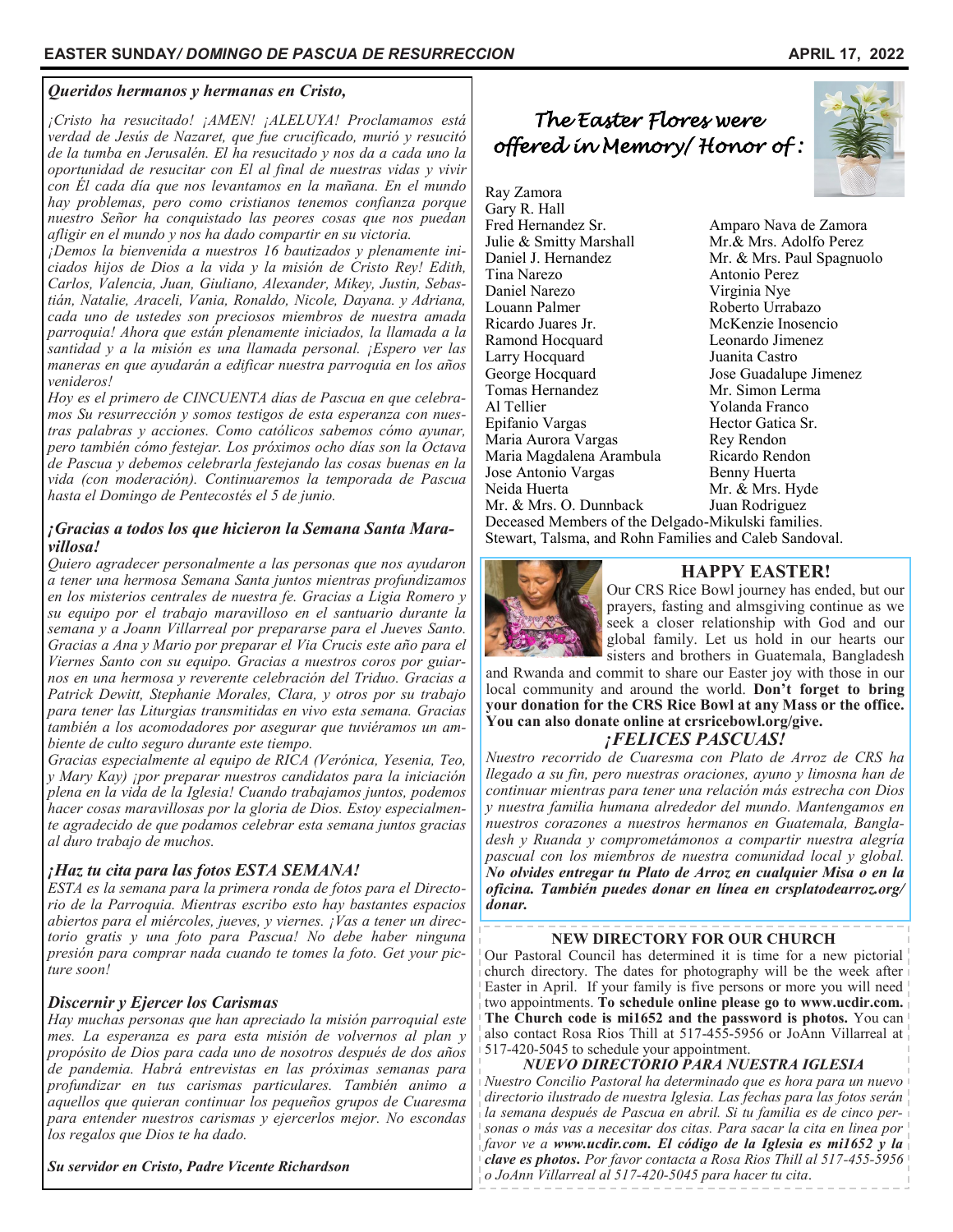## EASTER SUNDAY/ *DOMINGO DE PASCUA DE RESURRECCION* — APRIL 17, 2022

### *Queridos hermanos y hermanas en Cristo,*

*¡Cristo ha resucitado! ¡AMEN! ¡ALELUYA! Proclamamos está verdad de Jesús de Nazaret, que fue crucificado, murió y resucitó de la tumba en Jerusalén. El ha resucitado y nos da a cada uno la oportunidad de resucitar con El al final de nuestras vidas y vivir con Él cada día que nos levantamos en la mañana. En el mundo hay problemas, pero como cristianos tenemos confianza porque nuestro Señor ha conquistado las peores cosas que nos puedan afligir en el mundo y nos ha dado compartir en su victoria.*

*¡Demos la bienvenida a nuestros 16 bautizados y plenamente iniciados hijos de Dios a la vida y la misión de Cristo Rey! Edith, Carlos, Valencia, Juan, Giuliano, Alexander, Mikey, Justin, Sebastián, Natalie, Araceli, Vania, Ronaldo, Nicole, Dayana. y Adriana, cada uno de ustedes son preciosos miembros de nuestra amada parroquia! Ahora que están plenamente iniciados, la llamada a la santidad y a la misión es una llamada personal. ¡Espero ver las maneras en que ayudarán a edificar nuestra parroquia en los años venideros!*

*Hoy es el primero de CINCUENTA días de Pascua en que celebramos Su resurrección y somos testigos de esta esperanza con nuestras palabras y acciones. Como católicos sabemos cómo ayunar, pero también cómo festejar. Los próximos ocho días son la Octava de Pascua y debemos celebrarla festejando las cosas buenas en la vida (con moderación). Continuaremos la temporada de Pascua hasta el Domingo de Pentecostés el 5 de junio.*

### *¡Gracias a todos los que hicieron la Semana Santa Maravillosa!*

*Quiero agradecer personalmente a las personas que nos ayudaron a tener una hermosa Semana Santa juntos mientras profundizamos en los misterios centrales de nuestra fe. Gracias a Ligia Romero y su equipo por el trabajo maravilloso en el santuario durante la semana y a Joann Villarreal por prepararse para el Jueves Santo. Gracias a Ana y Mario por preparar el Via Crucis este año para el Viernes Santo con su equipo. Gracias a nuestros coros por guiarnos en una hermosa y reverente celebración del Triduo. Gracias a Patrick Dewitt, Stephanie Morales, Clara, y otros por su trabajo para tener las Liturgias transmitidas en vivo esta semana. Gracias también a los acomodadores por asegurar que tuviéramos un ambiente de culto seguro durante este tiempo.*

*Gracias especialmente al equipo de RICA (Verónica, Yesenia, Teo, y Mary Kay) ¡por preparar nuestros candidatos para la iniciación plena en la vida de la Iglesia! Cuando trabajamos juntos, podemos hacer cosas maravillosas por la gloria de Dios. Estoy especialmente agradecido de que podamos celebrar esta semana juntos gracias al duro trabajo de muchos.*

### *¡Haz tu cita para las fotos ESTA SEMANA!*

*ESTA es la semana para la primera ronda de fotos para el Directorio de la Parroquia. Mientras escribo esto hay bastantes espacios abiertos para el miércoles, jueves, y viernes. ¡Vas a tener un directorio gratis y una foto para Pascua! No debe haber ninguna presión para comprar nada cuando te tomes la foto. Get your picture soon!*

### *Discernir y Ejercer los Carismas*

*Hay muchas personas que han apreciado la misión parroquial este mes. La esperanza es para esta misión de volvernos al plan y propósito de Dios para cada uno de nosotros después de dos años de pandemia. Habrá entrevistas en las próximas semanas para profundizar en tus carismas particulares. También animo a aquellos que quieran continuar los pequeños grupos de Cuaresma para entender nuestros carismas y ejercerlos mejor. No escondas los regalos que Dios te ha dado.*

***Su servidor en Cristo, Padre Vicente Richardson***

## *The Easter Flores were offered in Memory/ Honor of :*

Ray Zamora
Gary R. Hall
Fred Hernandez Sr.
Julie & Smitty Marshall
Daniel J. Hernandez
Tina Narezo
Daniel Narezo
Louann Palmer
Ricardo Juares Jr.
Ramond Hocquard
Larry Hocquard
George Hocquard
Tomas Hernandez
Al Tellier
Epifanio Vargas
Maria Aurora Vargas
Maria Magdalena Arambula
Jose Antonio Vargas
Neida Huerta
Mr. & Mrs. O. Dunnback
Amparo Nava de Zamora
Mr.& Mrs. Adolfo Perez
Mr. & Mrs. Paul Spagnuolo
Antonio Perez
Virginia Nye
Roberto Urrabazo
McKenzie Inosencio
Leonardo Jimenez
Juanita Castro
Jose Guadalupe Jimenez
Mr. Simon Lerma
Yolanda Franco
Hector Gatica Sr.
Rey Rendon
Ricardo Rendon
Benny Huerta
Mr. & Mrs. Hyde
Juan Rodriguez
Deceased Members of the Delgado-Mikulski families.
Stewart, Talsma, and Rohn Families and Caleb Sandoval.

## HAPPY EASTER!

Our CRS Rice Bowl journey has ended, but our prayers, fasting and almsgiving continue as we seek a closer relationship with God and our global family. Let us hold in our hearts our sisters and brothers in Guatemala, Bangladesh and Rwanda and commit to share our Easter joy with those in our local community and around the world. **Don't forget to bring your donation for the CRS Rice Bowl at any Mass or the office. You can also donate online at crsricebowl.org/give.**

## *¡FELICES PASCUAS!*

*Nuestro recorrido de Cuaresma con Plato de Arroz de CRS ha llegado a su fin, pero nuestras oraciones, ayuno y limosna han de continuar mientras para tener una relación más estrecha con Dios y nuestra familia humana alrededor del mundo. Mantengamos en nuestros corazones a nuestros hermanos en Guatemala, Bangladesh y Ruanda y comprometámonos a compartir nuestra alegría pascual con los miembros de nuestra comunidad local y global.* ***No olvides entregar tu Plato de Arroz en cualquier Misa o en la oficina. También puedes donar en línea en crsplatodearroz.org/donar.***

## NEW DIRECTORY FOR OUR CHURCH

Our Pastoral Council has determined it is time for a new pictorial church directory. The dates for photography will be the week after Easter in April. If your family is five persons or more you will need two appointments. **To schedule online please go to www.ucdir.com. The Church code is mi1652 and the password is photos.** You can also contact Rosa Rios Thill at 517-455-5956 or JoAnn Villarreal at 517-420-5045 to schedule your appointment.

## *NUEVO DIRECTORIO PARA NUESTRA IGLESIA*

*Nuestro Concilio Pastoral ha determinado que es hora para un nuevo directorio ilustrado de nuestra Iglesia. Las fechas para las fotos serán la semana después de Pascua en abril. Si tu familia es de cinco personas o más vas a necesitar dos citas. Para sacar la cita en línea por favor ve a* ***www.ucdir.com. El código de la Iglesia es mi1652 y la clave es photos****. Por favor contacta a Rosa Rios Thill al 517-455-5956 o JoAnn Villarreal al 517-420-5045 para hacer tu cita.*